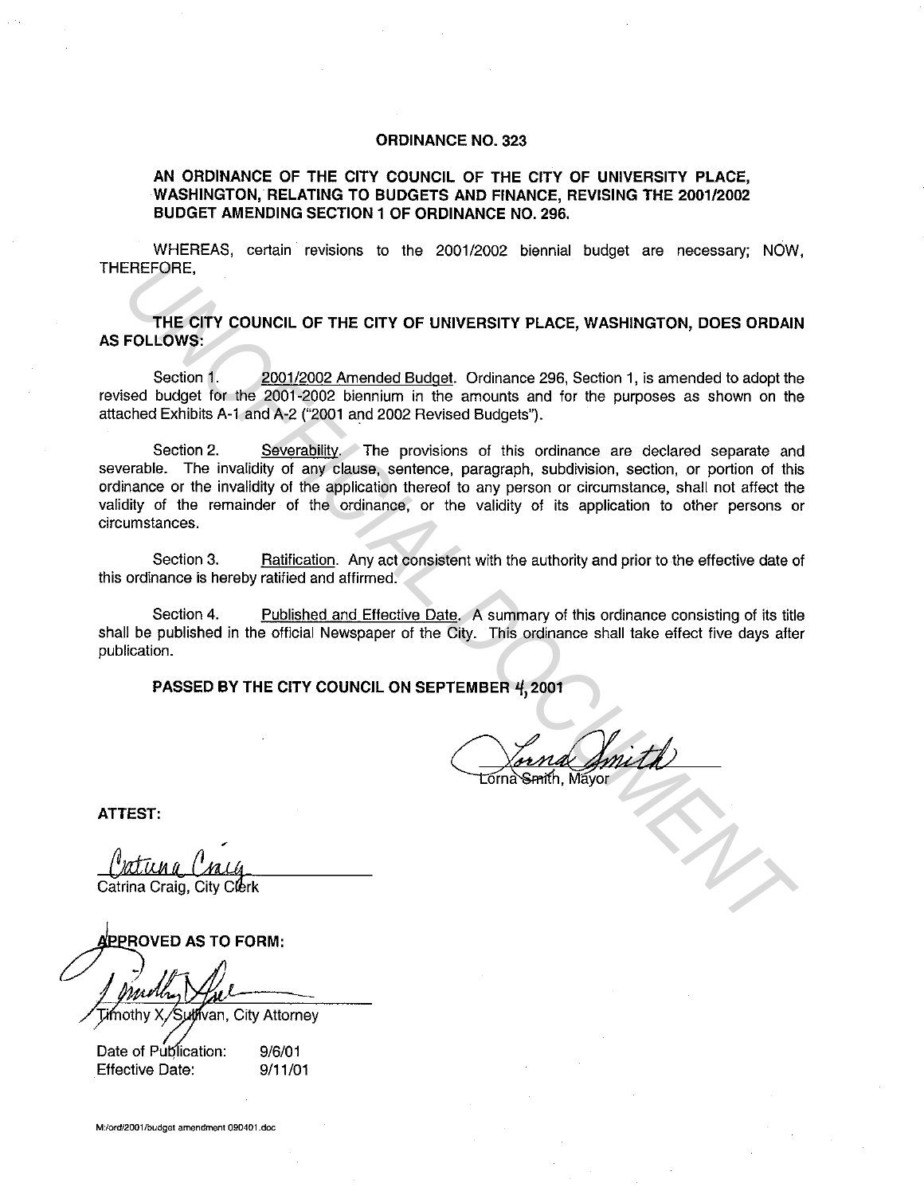# ORDINANCE NO. 323

## AN ORDINANCE OF THE CITY COUNCIL OF THE CITY OF UNIVERSITY PLACE, WASHINGTON, RELATING TO BUDGETS AND FINANCE, REVISING THE 2001/2002 BUDGET AMENDING SECTION 1 OF ORDINANCE NO. 296.

WHEREAS, certain revisions to the 2001/2002 biennial budget are necessary; NOW, THEREFORE,

**THE CITY COUNCIL OF THE CITY OF UNIVERSITY PLACE, WASHINGTON, DOES ORDAIN AS FOLLOWS:**

Section 1. 2001/2002 Amended Budget. Ordinance 296, Section 1, is amended to adopt the revised budget for the 2001-2002 biennium in the amounts and for the purposes as shown on the attached Exhibits A-1 and A-2 ("2001 and 2002 Revised Budgets").

Section 2. Severability. The provisions of this ordinance are declared separate and severable. The invalidity of any clause, sentence, paragraph, subdivision, section, or portion of this ordinance or the invalidity of the application thereof to any person or circumstance, shall not affect the validity of the remainder of the ordinance, or the validity of its application to other persons or circumstances.

Section 3. Ratification. Any act consistent with the authority and prior to the effective date of this ordinance is hereby ratified and affirmed.

Section 4. Published and Effective Date. A summary of this ordinance consisting of its title shall be published in the official Newspaper of the City. This ordinance shall take effect five days after publication.

**PASSED BY THE CITY COUNCIL ON SEPTEMBER 4, 2001**

Lorna Smith, Mayor

**ATTEST:**

Catrina Craig, City Clerk

**APPROVED AS TO FORM:**

Timothy X. Sullivan, City Attorney

Date of Publication: 9/6/01
Effective Date: 9/11/01

M:/ord/2001/budget amendment 090401.doc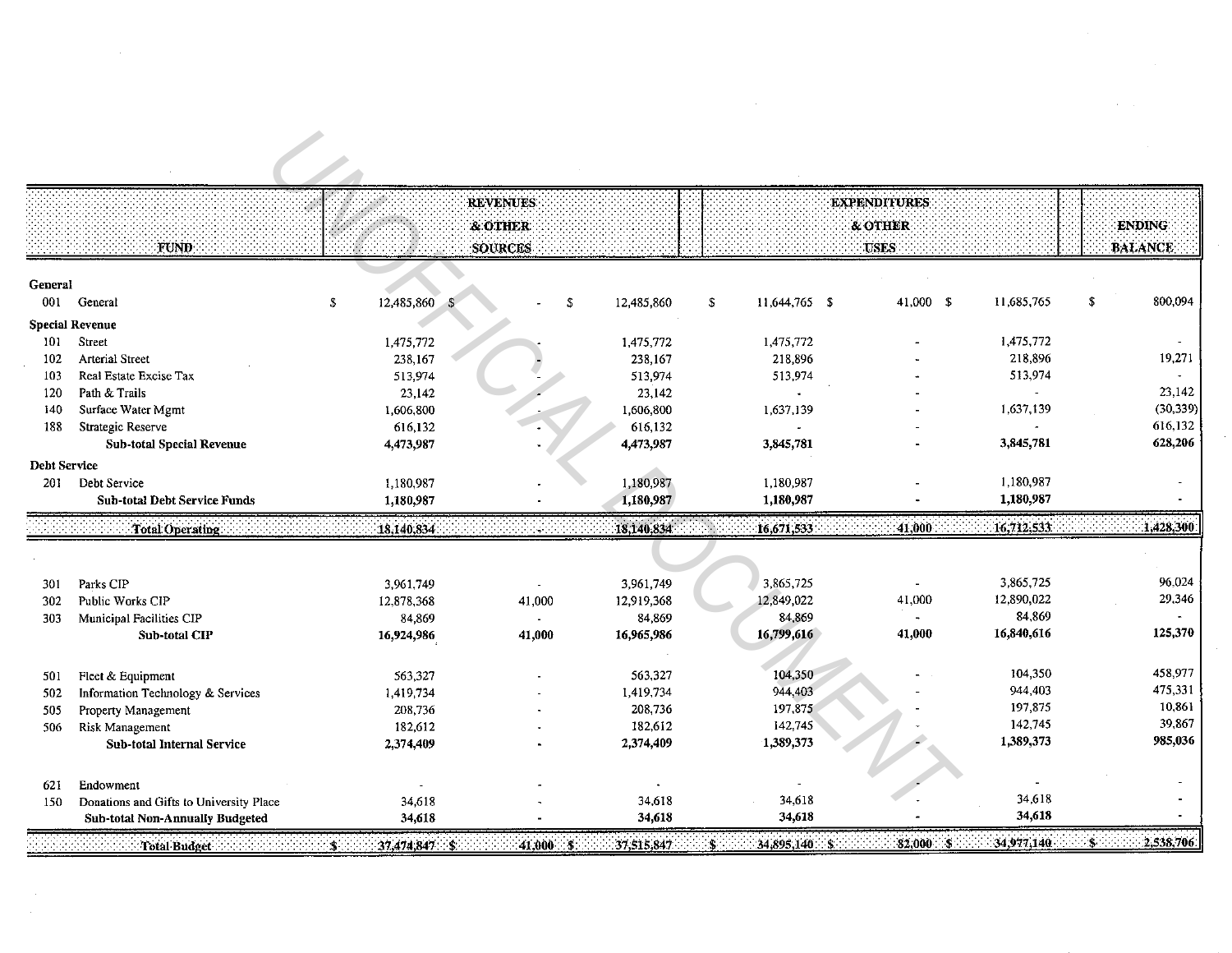| FUND | | REVENUES & OTHER SOURCES | | | EXPENDITURES & OTHER USES | | | ENDING BALANCE |
|---|---|---|---|---|---|---|---|---|
| **General** | | | | | | | | |
| 001 | General | $ 12,485,860 | $ - | $ 12,485,860 | $ 11,644,765 | $ 41,000 | $ 11,685,765 | $ 800,094 |
| **Special Revenue** | | | | | | | | |
| 101 | Street | 1,475,772 | - | 1,475,772 | 1,475,772 | - | 1,475,772 | - |
| 102 | Arterial Street | 238,167 | - | 238,167 | 218,896 | - | 218,896 | 19,271 |
| 103 | Real Estate Excise Tax | 513,974 | - | 513,974 | 513,974 | - | 513,974 | - |
| 120 | Path & Trails | 23,142 | - | 23,142 | - | - | - | 23,142 |
| 140 | Surface Water Mgmt | 1,606,800 | - | 1,606,800 | 1,637,139 | - | 1,637,139 | (30,339) |
| 188 | Strategic Reserve | 616,132 | - | 616,132 | - | - | - | 616,132 |
| | **Sub-total Special Revenue** | **4,473,987** | **-** | **4,473,987** | **3,845,781** | **-** | **3,845,781** | **628,206** |
| **Debt Service** | | | | | | | | |
| 201 | Debt Service | 1,180,987 | - | 1,180,987 | 1,180,987 | - | 1,180,987 | - |
| | **Sub-total Debt Service Funds** | **1,180,987** | **-** | **1,180,987** | **1,180,987** | **-** | **1,180,987** | **-** |
| | **Total Operating** | **18,140,834** | **-** | **18,140,834** | **16,671,533** | **41,000** | **16,712,533** | **1,428,300** |
| 301 | Parks CIP | 3,961,749 | - | 3,961,749 | 3,865,725 | - | 3,865,725 | 96,024 |
| 302 | Public Works CIP | 12,878,368 | 41,000 | 12,919,368 | 12,849,022 | 41,000 | 12,890,022 | 29,346 |
| 303 | Municipal Facilities CIP | 84,869 | - | 84,869 | 84,869 | - | 84,869 | - |
| | **Sub-total CIP** | **16,924,986** | **41,000** | **16,965,986** | **16,799,616** | **41,000** | **16,840,616** | **125,370** |
| 501 | Fleet & Equipment | 563,327 | - | 563,327 | 104,350 | - | 104,350 | 458,977 |
| 502 | Information Technology & Services | 1,419,734 | - | 1,419,734 | 944,403 | - | 944,403 | 475,331 |
| 505 | Property Management | 208,736 | - | 208,736 | 197,875 | - | 197,875 | 10,861 |
| 506 | Risk Management | 182,612 | - | 182,612 | 142,745 | - | 142,745 | 39,867 |
| | **Sub-total Internal Service** | **2,374,409** | **-** | **2,374,409** | **1,389,373** | **-** | **1,389,373** | **985,036** |
| 621 | Endowment | - | - | - | - | - | - | - |
| 150 | Donations and Gifts to University Place | 34,618 | - | 34,618 | 34,618 | - | 34,618 | - |
| | **Sub-total Non-Annually Budgeted** | **34,618** | **-** | **34,618** | **34,618** | **-** | **34,618** | **-** |
| | **Total Budget** | **$ 37,474,847** | **$ 41,000** | **$ 37,515,847** | **$ 34,895,140** | **$ 82,000** | **$ 34,977,140** | **$ 2,538,706** |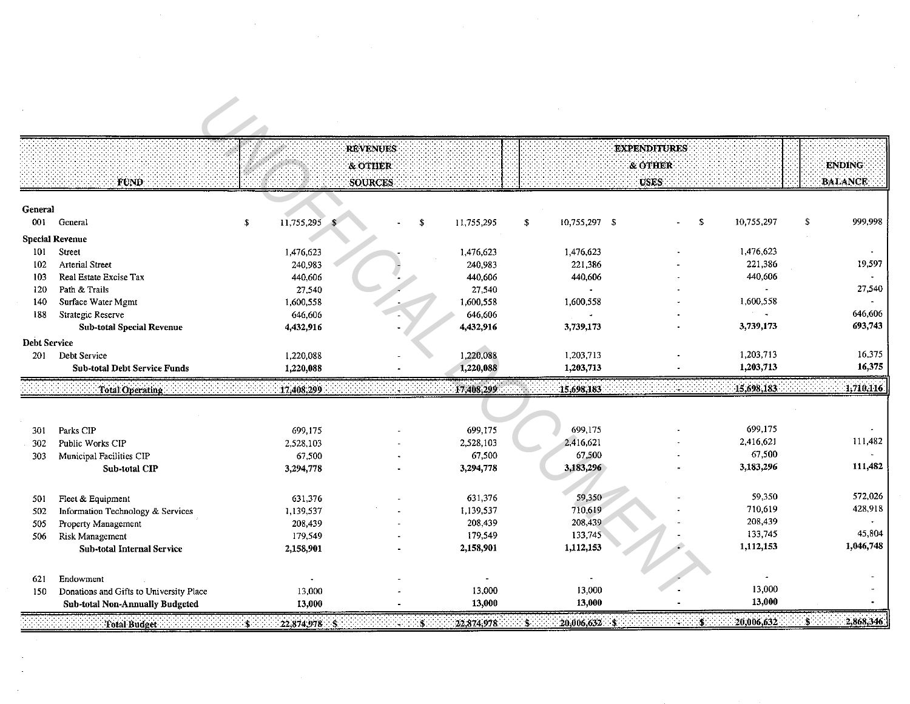UNOFFICIAL DOCUMENT

| FUND | | REVENUES & OTHER SOURCES | | | EXPENDITURES & OTHER USES | | | ENDING BALANCE |
|---|---|---|---|---|---|---|---|---|
| **General** | | | | | | | | |
| 001 | General | $ 11,755,295 | $ - | $ 11,755,295 | $ 10,755,297 | $ - | $ 10,755,297 | $ 999,998 |
| **Special Revenue** | | | | | | | | |
| 101 | Street | 1,476,623 | - | 1,476,623 | 1,476,623 | - | 1,476,623 | - |
| 102 | Arterial Street | 240,983 | - | 240,983 | 221,386 | - | 221,386 | 19,597 |
| 103 | Real Estate Excise Tax | 440,606 | - | 440,606 | 440,606 | - | 440,606 | - |
| 120 | Path & Trails | 27,540 | - | 27,540 | - | - | - | 27,540 |
| 140 | Surface Water Mgmt | 1,600,558 | - | 1,600,558 | 1,600,558 | - | 1,600,558 | - |
| 188 | Strategic Reserve | 646,606 | - | 646,606 | - | - | - | 646,606 |
| | **Sub-total Special Revenue** | **4,432,916** | **-** | **4,432,916** | **3,739,173** | **-** | **3,739,173** | **693,743** |
| **Debt Service** | | | | | | | | |
| 201 | Debt Service | 1,220,088 | - | 1,220,088 | 1,203,713 | - | 1,203,713 | 16,375 |
| | **Sub-total Debt Service Funds** | **1,220,088** | **-** | **1,220,088** | **1,203,713** | **-** | **1,203,713** | **16,375** |
| | **Total Operating** | **17,408,299** | **-** | **17,408,299** | **15,698,183** | **-** | **15,698,183** | **1,710,116** |
| 301 | Parks CIP | 699,175 | - | 699,175 | 699,175 | - | 699,175 | - |
| 302 | Public Works CIP | 2,528,103 | - | 2,528,103 | 2,416,621 | - | 2,416,621 | 111,482 |
| 303 | Municipal Facilities CIP | 67,500 | - | 67,500 | 67,500 | - | 67,500 | - |
| | **Sub-total CIP** | **3,294,778** | **-** | **3,294,778** | **3,183,296** | **-** | **3,183,296** | **111,482** |
| 501 | Fleet & Equipment | 631,376 | - | 631,376 | 59,350 | - | 59,350 | 572,026 |
| 502 | Information Technology & Services | 1,139,537 | - | 1,139,537 | 710,619 | - | 710,619 | 428,918 |
| 505 | Property Management | 208,439 | - | 208,439 | 208,439 | - | 208,439 | - |
| 506 | Risk Management | 179,549 | - | 179,549 | 133,745 | - | 133,745 | 45,804 |
| | **Sub-total Internal Service** | **2,158,901** | **-** | **2,158,901** | **1,112,153** | **-** | **1,112,153** | **1,046,748** |
| 621 | Endowment | - | - | - | - | - | - | - |
| 150 | Donations and Gifts to University Place | 13,000 | - | 13,000 | 13,000 | - | 13,000 | - |
| | **Sub-total Non-Annually Budgeted** | **13,000** | **-** | **13,000** | **13,000** | **-** | **13,000** | **-** |
| | **Total Budget** | **$ 22,874,978** | **$ -** | **$ 22,874,978** | **$ 20,006,632** | **$ -** | **$ 20,006,632** | **$ 2,868,346** |